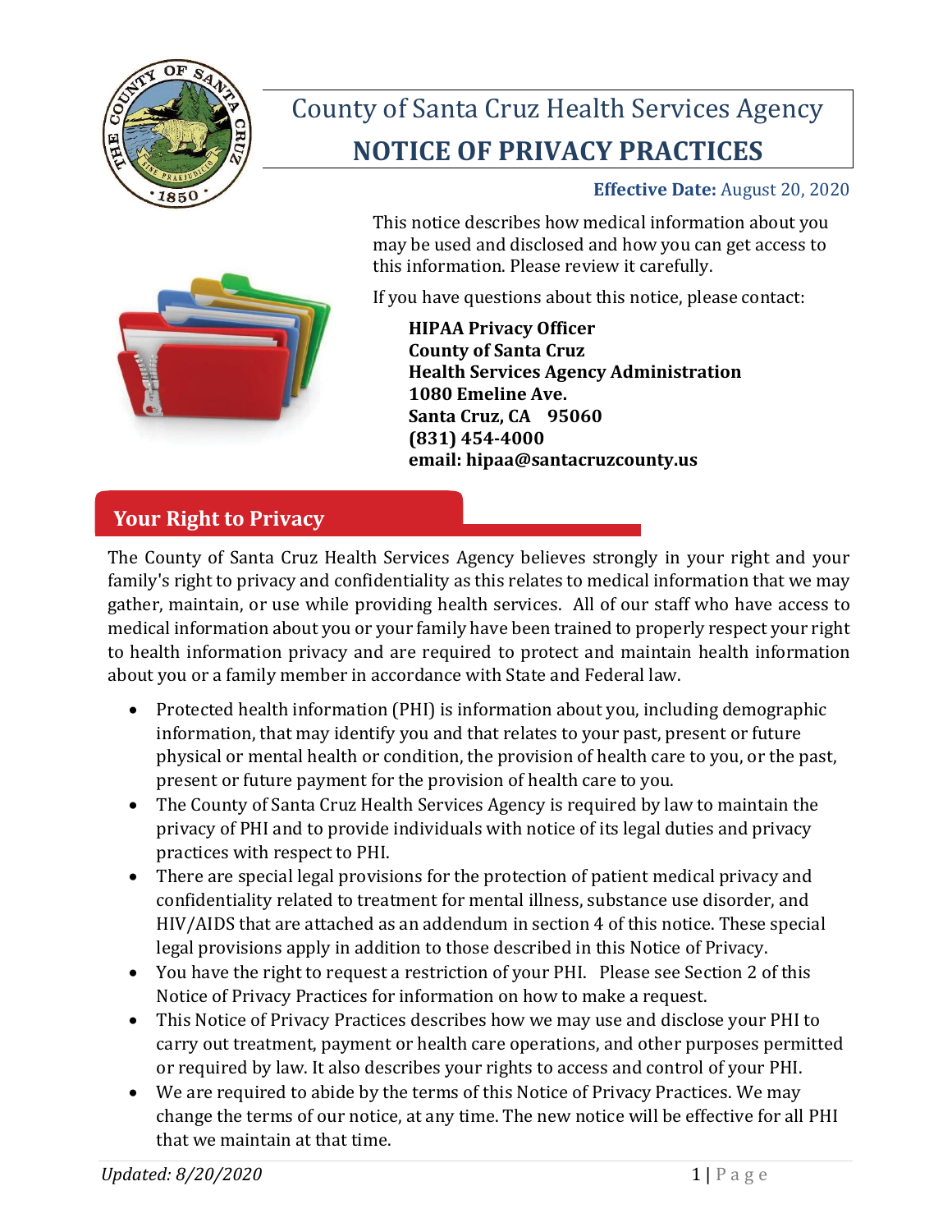# County of Santa Cruz Health Services Agency

# NOTICE OF PRIVACY PRACTICES

**Effective Date:** August 20, 2020

This notice describes how medical information about you may be used and disclosed and how you can get access to this information. Please review it carefully.

If you have questions about this notice, please contact:

**HIPAA Privacy Officer**
**County of Santa Cruz**
**Health Services Agency Administration**
**1080 Emeline Ave.**
**Santa Cruz, CA 95060**
**(831) 454-4000**
**email: hipaa@santacruzcounty.us**

## Your Right to Privacy

The County of Santa Cruz Health Services Agency believes strongly in your right and your family's right to privacy and confidentiality as this relates to medical information that we may gather, maintain, or use while providing health services. All of our staff who have access to medical information about you or your family have been trained to properly respect your right to health information privacy and are required to protect and maintain health information about you or a family member in accordance with State and Federal law.

- Protected health information (PHI) is information about you, including demographic information, that may identify you and that relates to your past, present or future physical or mental health or condition, the provision of health care to you, or the past, present or future payment for the provision of health care to you.
- The County of Santa Cruz Health Services Agency is required by law to maintain the privacy of PHI and to provide individuals with notice of its legal duties and privacy practices with respect to PHI.
- There are special legal provisions for the protection of patient medical privacy and confidentiality related to treatment for mental illness, substance use disorder, and HIV/AIDS that are attached as an addendum in section 4 of this notice. These special legal provisions apply in addition to those described in this Notice of Privacy.
- You have the right to request a restriction of your PHI. Please see Section 2 of this Notice of Privacy Practices for information on how to make a request.
- This Notice of Privacy Practices describes how we may use and disclose your PHI to carry out treatment, payment or health care operations, and other purposes permitted or required by law. It also describes your rights to access and control of your PHI.
- We are required to abide by the terms of this Notice of Privacy Practices. We may change the terms of our notice, at any time. The new notice will be effective for all PHI that we maintain at that time.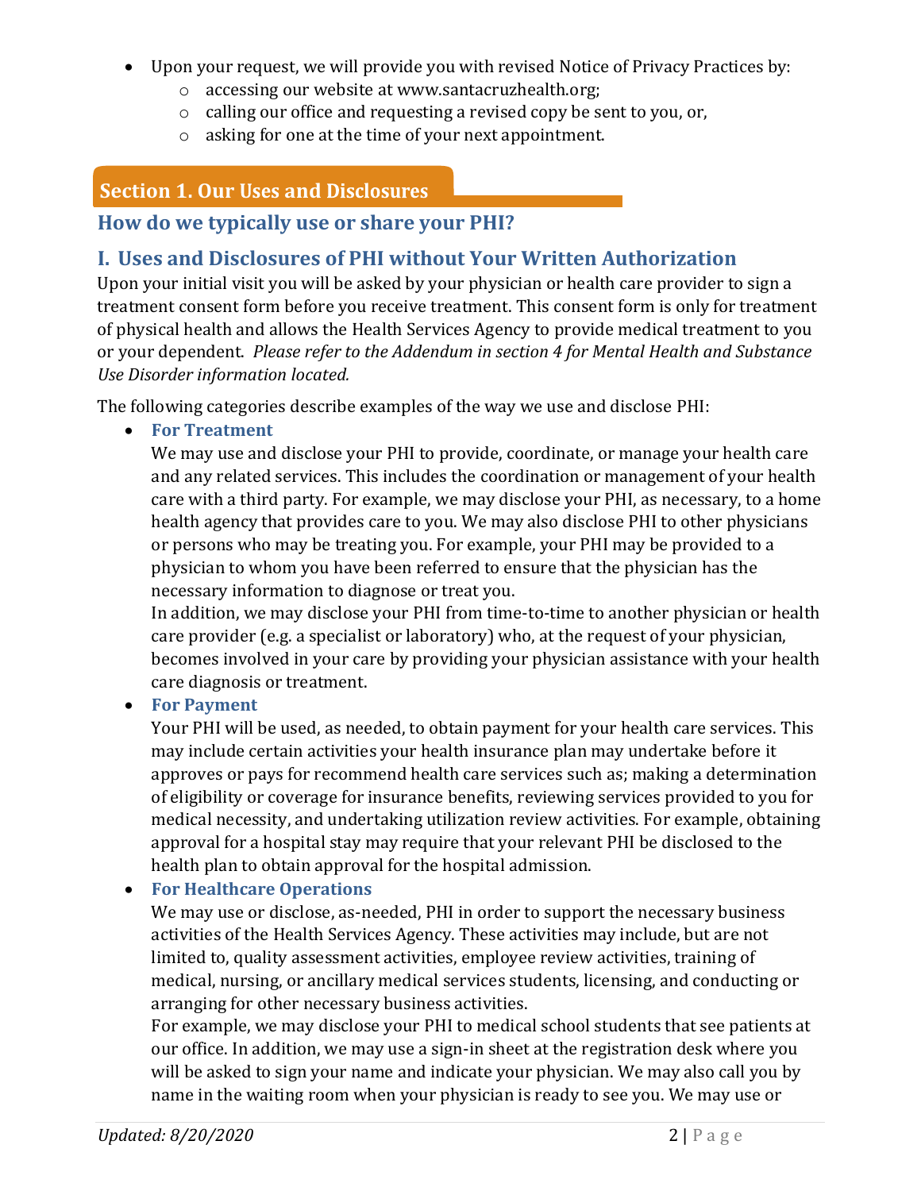- Upon your request, we will provide you with revised Notice of Privacy Practices by:
  - accessing our website at www.santacruzhealth.org;
  - calling our office and requesting a revised copy be sent to you, or,
  - asking for one at the time of your next appointment.

## Section 1. Our Uses and Disclosures

### How do we typically use or share your PHI?

### I. Uses and Disclosures of PHI without Your Written Authorization

Upon your initial visit you will be asked by your physician or health care provider to sign a treatment consent form before you receive treatment. This consent form is only for treatment of physical health and allows the Health Services Agency to provide medical treatment to you or your dependent. *Please refer to the Addendum in section 4 for Mental Health and Substance Use Disorder information located.*

The following categories describe examples of the way we use and disclose PHI:

- **For Treatment**
  We may use and disclose your PHI to provide, coordinate, or manage your health care and any related services. This includes the coordination or management of your health care with a third party. For example, we may disclose your PHI, as necessary, to a home health agency that provides care to you. We may also disclose PHI to other physicians or persons who may be treating you. For example, your PHI may be provided to a physician to whom you have been referred to ensure that the physician has the necessary information to diagnose or treat you.
  In addition, we may disclose your PHI from time-to-time to another physician or health care provider (e.g. a specialist or laboratory) who, at the request of your physician, becomes involved in your care by providing your physician assistance with your health care diagnosis or treatment.
- **For Payment**
  Your PHI will be used, as needed, to obtain payment for your health care services. This may include certain activities your health insurance plan may undertake before it approves or pays for recommend health care services such as; making a determination of eligibility or coverage for insurance benefits, reviewing services provided to you for medical necessity, and undertaking utilization review activities. For example, obtaining approval for a hospital stay may require that your relevant PHI be disclosed to the health plan to obtain approval for the hospital admission.
- **For Healthcare Operations**
  We may use or disclose, as-needed, PHI in order to support the necessary business activities of the Health Services Agency. These activities may include, but are not limited to, quality assessment activities, employee review activities, training of medical, nursing, or ancillary medical services students, licensing, and conducting or arranging for other necessary business activities.
  For example, we may disclose your PHI to medical school students that see patients at our office. In addition, we may use a sign-in sheet at the registration desk where you will be asked to sign your name and indicate your physician. We may also call you by name in the waiting room when your physician is ready to see you. We may use or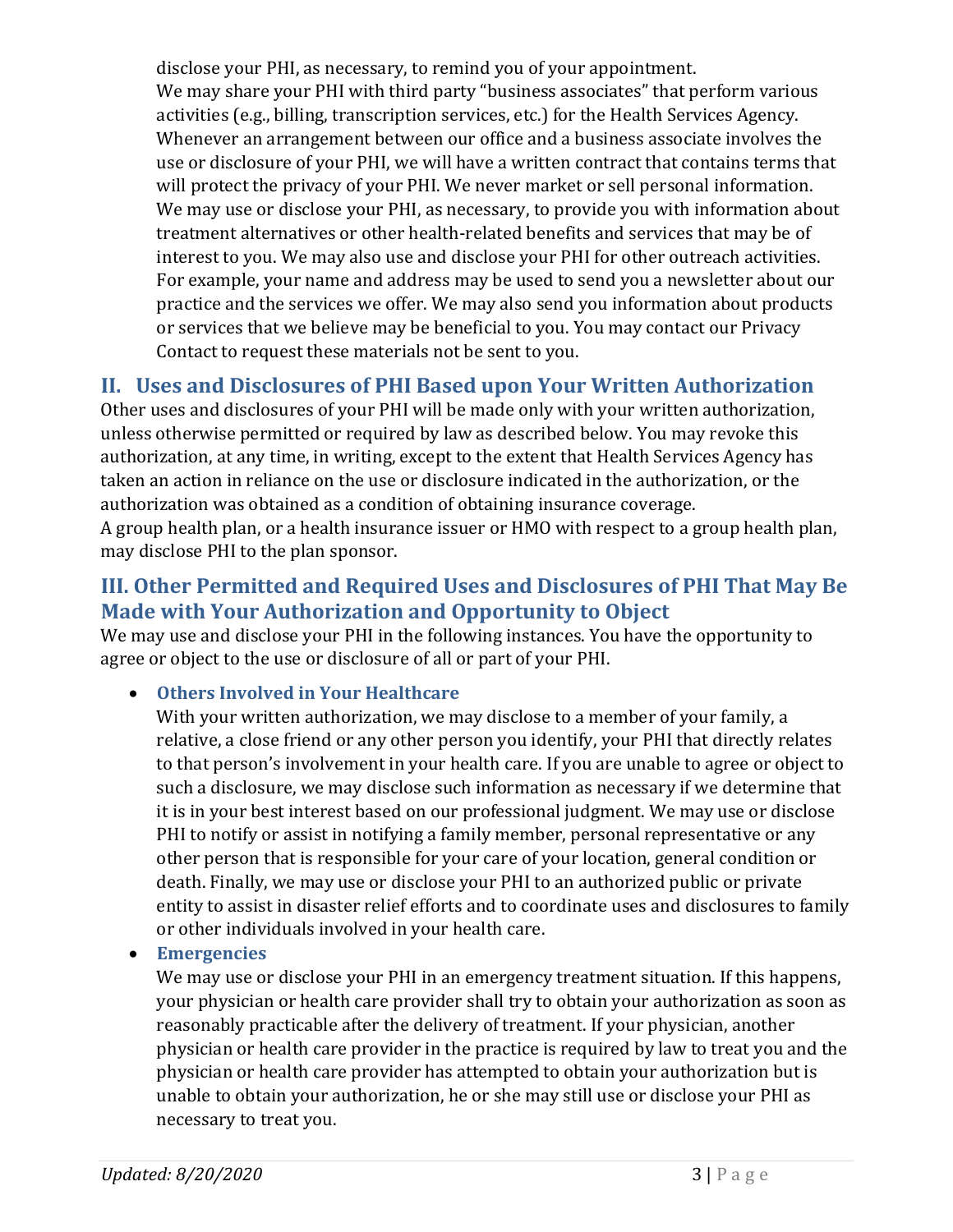disclose your PHI, as necessary, to remind you of your appointment.
We may share your PHI with third party "business associates" that perform various activities (e.g., billing, transcription services, etc.) for the Health Services Agency. Whenever an arrangement between our office and a business associate involves the use or disclosure of your PHI, we will have a written contract that contains terms that will protect the privacy of your PHI. We never market or sell personal information.
We may use or disclose your PHI, as necessary, to provide you with information about treatment alternatives or other health-related benefits and services that may be of interest to you. We may also use and disclose your PHI for other outreach activities. For example, your name and address may be used to send you a newsletter about our practice and the services we offer. We may also send you information about products or services that we believe may be beneficial to you. You may contact our Privacy Contact to request these materials not be sent to you.

## II. Uses and Disclosures of PHI Based upon Your Written Authorization

Other uses and disclosures of your PHI will be made only with your written authorization, unless otherwise permitted or required by law as described below. You may revoke this authorization, at any time, in writing, except to the extent that Health Services Agency has taken an action in reliance on the use or disclosure indicated in the authorization, or the authorization was obtained as a condition of obtaining insurance coverage.
A group health plan, or a health insurance issuer or HMO with respect to a group health plan, may disclose PHI to the plan sponsor.

## III. Other Permitted and Required Uses and Disclosures of PHI That May Be Made with Your Authorization and Opportunity to Object

We may use and disclose your PHI in the following instances. You have the opportunity to agree or object to the use or disclosure of all or part of your PHI.

- **Others Involved in Your Healthcare**
  With your written authorization, we may disclose to a member of your family, a relative, a close friend or any other person you identify, your PHI that directly relates to that person's involvement in your health care. If you are unable to agree or object to such a disclosure, we may disclose such information as necessary if we determine that it is in your best interest based on our professional judgment. We may use or disclose PHI to notify or assist in notifying a family member, personal representative or any other person that is responsible for your care of your location, general condition or death. Finally, we may use or disclose your PHI to an authorized public or private entity to assist in disaster relief efforts and to coordinate uses and disclosures to family or other individuals involved in your health care.
- **Emergencies**
  We may use or disclose your PHI in an emergency treatment situation. If this happens, your physician or health care provider shall try to obtain your authorization as soon as reasonably practicable after the delivery of treatment. If your physician, another physician or health care provider in the practice is required by law to treat you and the physician or health care provider has attempted to obtain your authorization but is unable to obtain your authorization, he or she may still use or disclose your PHI as necessary to treat you.

*Updated: 8/20/2020*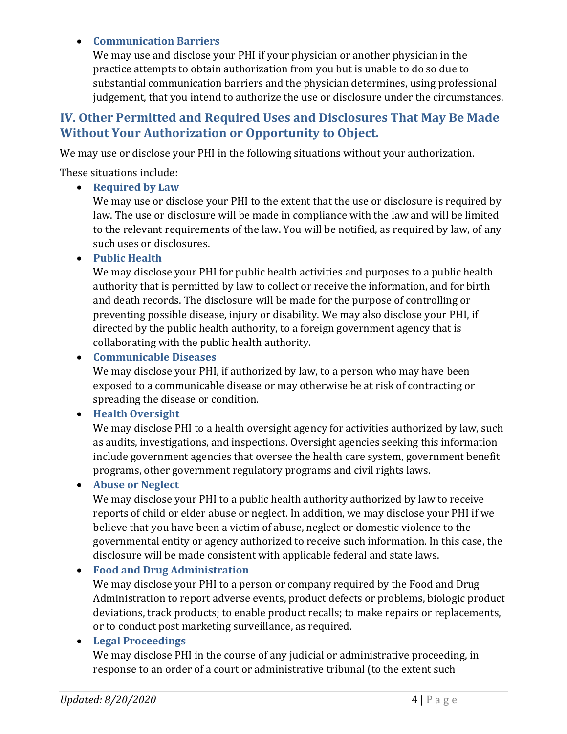- **Communication Barriers**
  We may use and disclose your PHI if your physician or another physician in the practice attempts to obtain authorization from you but is unable to do so due to substantial communication barriers and the physician determines, using professional judgement, that you intend to authorize the use or disclosure under the circumstances.

## IV. Other Permitted and Required Uses and Disclosures That May Be Made Without Your Authorization or Opportunity to Object.

We may use or disclose your PHI in the following situations without your authorization.

These situations include:

- **Required by Law**
  We may use or disclose your PHI to the extent that the use or disclosure is required by law. The use or disclosure will be made in compliance with the law and will be limited to the relevant requirements of the law. You will be notified, as required by law, of any such uses or disclosures.
- **Public Health**
  We may disclose your PHI for public health activities and purposes to a public health authority that is permitted by law to collect or receive the information, and for birth and death records. The disclosure will be made for the purpose of controlling or preventing possible disease, injury or disability. We may also disclose your PHI, if directed by the public health authority, to a foreign government agency that is collaborating with the public health authority.
- **Communicable Diseases**
  We may disclose your PHI, if authorized by law, to a person who may have been exposed to a communicable disease or may otherwise be at risk of contracting or spreading the disease or condition.
- **Health Oversight**
  We may disclose PHI to a health oversight agency for activities authorized by law, such as audits, investigations, and inspections. Oversight agencies seeking this information include government agencies that oversee the health care system, government benefit programs, other government regulatory programs and civil rights laws.
- **Abuse or Neglect**
  We may disclose your PHI to a public health authority authorized by law to receive reports of child or elder abuse or neglect. In addition, we may disclose your PHI if we believe that you have been a victim of abuse, neglect or domestic violence to the governmental entity or agency authorized to receive such information. In this case, the disclosure will be made consistent with applicable federal and state laws.
- **Food and Drug Administration**
  We may disclose your PHI to a person or company required by the Food and Drug Administration to report adverse events, product defects or problems, biologic product deviations, track products; to enable product recalls; to make repairs or replacements, or to conduct post marketing surveillance, as required.
- **Legal Proceedings**
  We may disclose PHI in the course of any judicial or administrative proceeding, in response to an order of a court or administrative tribunal (to the extent such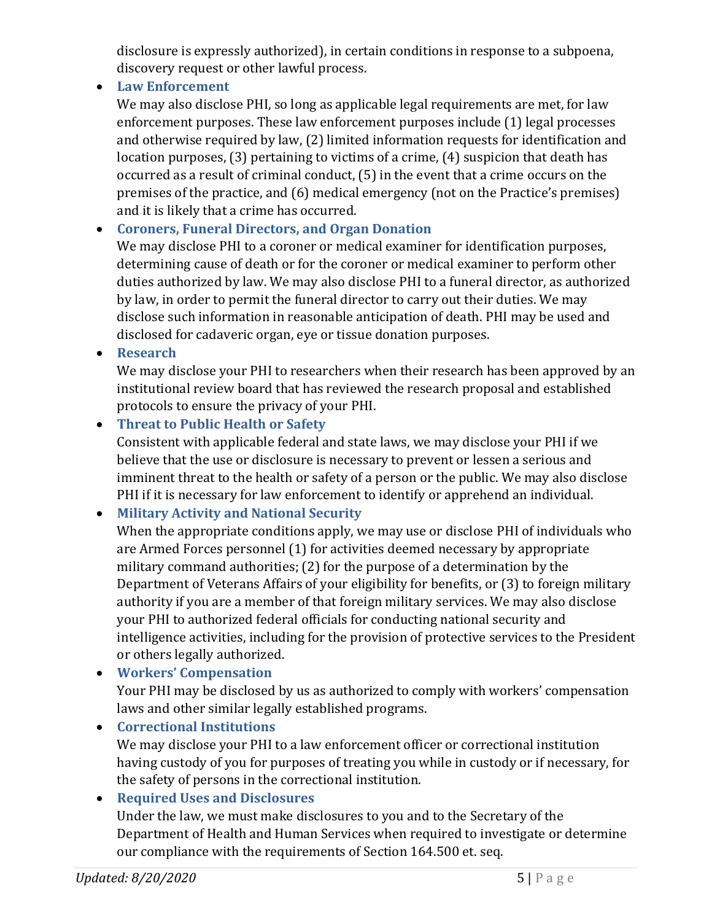disclosure is expressly authorized), in certain conditions in response to a subpoena, discovery request or other lawful process.

- **Law Enforcement**
  We may also disclose PHI, so long as applicable legal requirements are met, for law enforcement purposes. These law enforcement purposes include (1) legal processes and otherwise required by law, (2) limited information requests for identification and location purposes, (3) pertaining to victims of a crime, (4) suspicion that death has occurred as a result of criminal conduct, (5) in the event that a crime occurs on the premises of the practice, and (6) medical emergency (not on the Practice's premises) and it is likely that a crime has occurred.
- **Coroners, Funeral Directors, and Organ Donation**
  We may disclose PHI to a coroner or medical examiner for identification purposes, determining cause of death or for the coroner or medical examiner to perform other duties authorized by law. We may also disclose PHI to a funeral director, as authorized by law, in order to permit the funeral director to carry out their duties. We may disclose such information in reasonable anticipation of death. PHI may be used and disclosed for cadaveric organ, eye or tissue donation purposes.
- **Research**
  We may disclose your PHI to researchers when their research has been approved by an institutional review board that has reviewed the research proposal and established protocols to ensure the privacy of your PHI.
- **Threat to Public Health or Safety**
  Consistent with applicable federal and state laws, we may disclose your PHI if we believe that the use or disclosure is necessary to prevent or lessen a serious and imminent threat to the health or safety of a person or the public. We may also disclose PHI if it is necessary for law enforcement to identify or apprehend an individual.
- **Military Activity and National Security**
  When the appropriate conditions apply, we may use or disclose PHI of individuals who are Armed Forces personnel (1) for activities deemed necessary by appropriate military command authorities; (2) for the purpose of a determination by the Department of Veterans Affairs of your eligibility for benefits, or (3) to foreign military authority if you are a member of that foreign military services. We may also disclose your PHI to authorized federal officials for conducting national security and intelligence activities, including for the provision of protective services to the President or others legally authorized.
- **Workers' Compensation**
  Your PHI may be disclosed by us as authorized to comply with workers' compensation laws and other similar legally established programs.
- **Correctional Institutions**
  We may disclose your PHI to a law enforcement officer or correctional institution having custody of you for purposes of treating you while in custody or if necessary, for the safety of persons in the correctional institution.
- **Required Uses and Disclosures**
  Under the law, we must make disclosures to you and to the Secretary of the Department of Health and Human Services when required to investigate or determine our compliance with the requirements of Section 164.500 et. seq.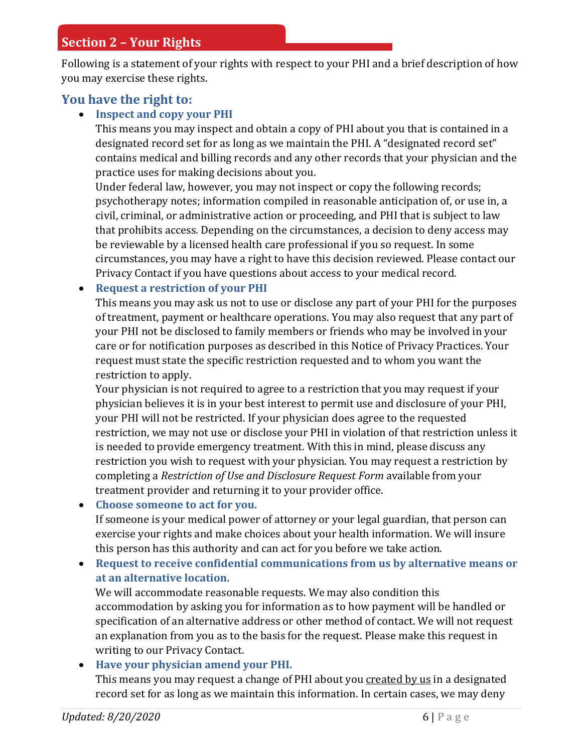## Section 2 – Your Rights

Following is a statement of your rights with respect to your PHI and a brief description of how you may exercise these rights.

### You have the right to:

- **Inspect and copy your PHI**
  This means you may inspect and obtain a copy of PHI about you that is contained in a designated record set for as long as we maintain the PHI. A "designated record set" contains medical and billing records and any other records that your physician and the practice uses for making decisions about you.
  Under federal law, however, you may not inspect or copy the following records; psychotherapy notes; information compiled in reasonable anticipation of, or use in, a civil, criminal, or administrative action or proceeding, and PHI that is subject to law that prohibits access. Depending on the circumstances, a decision to deny access may be reviewable by a licensed health care professional if you so request. In some circumstances, you may have a right to have this decision reviewed. Please contact our Privacy Contact if you have questions about access to your medical record.
- **Request a restriction of your PHI**
  This means you may ask us not to use or disclose any part of your PHI for the purposes of treatment, payment or healthcare operations. You may also request that any part of your PHI not be disclosed to family members or friends who may be involved in your care or for notification purposes as described in this Notice of Privacy Practices. Your request must state the specific restriction requested and to whom you want the restriction to apply.
  Your physician is not required to agree to a restriction that you may request if your physician believes it is in your best interest to permit use and disclosure of your PHI, your PHI will not be restricted. If your physician does agree to the requested restriction, we may not use or disclose your PHI in violation of that restriction unless it is needed to provide emergency treatment. With this in mind, please discuss any restriction you wish to request with your physician. You may request a restriction by completing a *Restriction of Use and Disclosure Request Form* available from your treatment provider and returning it to your provider office.
- **Choose someone to act for you.**
  If someone is your medical power of attorney or your legal guardian, that person can exercise your rights and make choices about your health information. We will insure this person has this authority and can act for you before we take action.
- **Request to receive confidential communications from us by alternative means or at an alternative location.**
  We will accommodate reasonable requests. We may also condition this accommodation by asking you for information as to how payment will be handled or specification of an alternative address or other method of contact. We will not request an explanation from you as to the basis for the request. Please make this request in writing to our Privacy Contact.
- **Have your physician amend your PHI.**
  This means you may request a change of PHI about you <u>created by us</u> in a designated record set for as long as we maintain this information. In certain cases, we may deny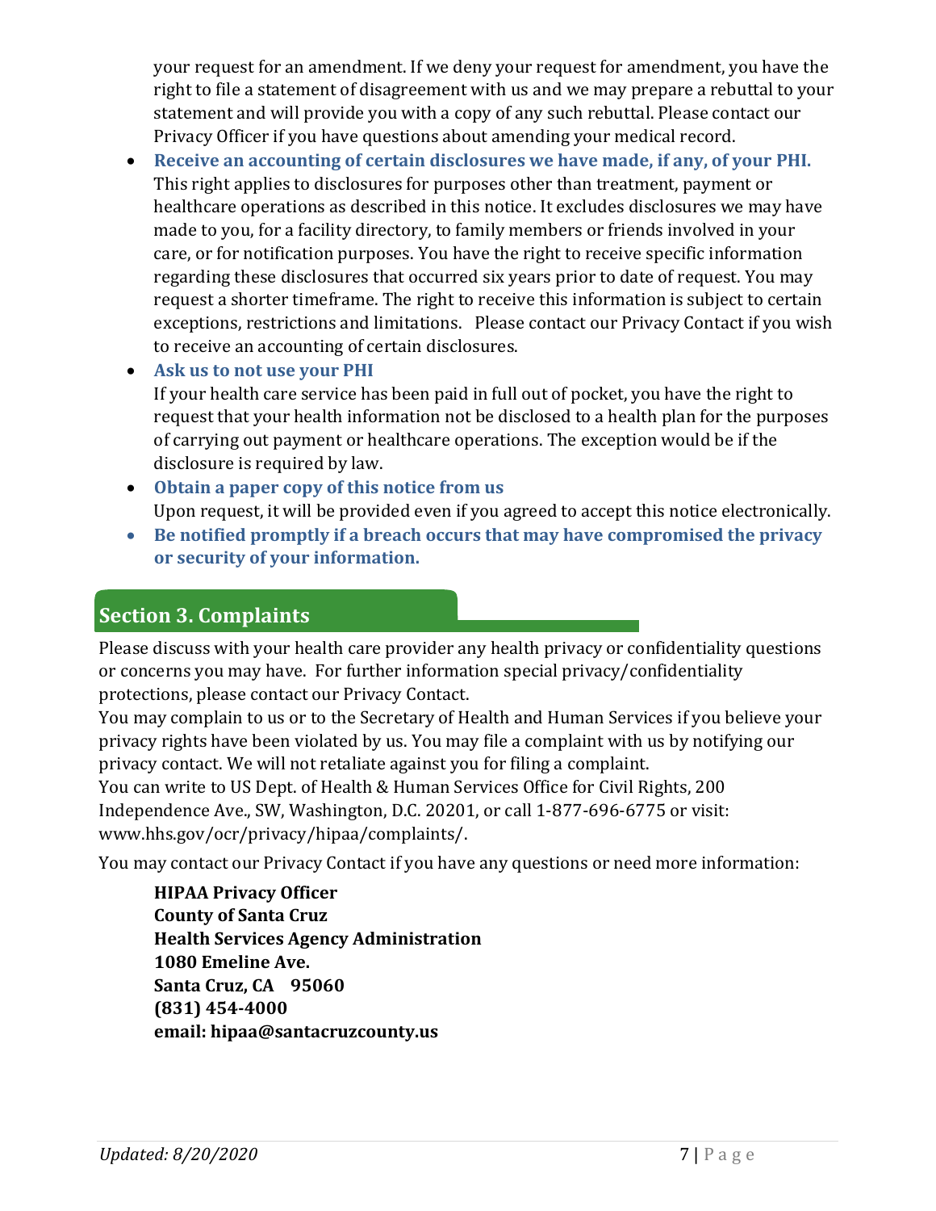your request for an amendment. If we deny your request for amendment, you have the right to file a statement of disagreement with us and we may prepare a rebuttal to your statement and will provide you with a copy of any such rebuttal. Please contact our Privacy Officer if you have questions about amending your medical record.

- **Receive an accounting of certain disclosures we have made, if any, of your PHI.** This right applies to disclosures for purposes other than treatment, payment or healthcare operations as described in this notice. It excludes disclosures we may have made to you, for a facility directory, to family members or friends involved in your care, or for notification purposes. You have the right to receive specific information regarding these disclosures that occurred six years prior to date of request. You may request a shorter timeframe. The right to receive this information is subject to certain exceptions, restrictions and limitations. Please contact our Privacy Contact if you wish to receive an accounting of certain disclosures.
- **Ask us to not use your PHI**
  If your health care service has been paid in full out of pocket, you have the right to request that your health information not be disclosed to a health plan for the purposes of carrying out payment or healthcare operations. The exception would be if the disclosure is required by law.
- **Obtain a paper copy of this notice from us**
  Upon request, it will be provided even if you agreed to accept this notice electronically.
- **Be notified promptly if a breach occurs that may have compromised the privacy or security of your information.**

## Section 3. Complaints

Please discuss with your health care provider any health privacy or confidentiality questions or concerns you may have. For further information special privacy/confidentiality protections, please contact our Privacy Contact.

You may complain to us or to the Secretary of Health and Human Services if you believe your privacy rights have been violated by us. You may file a complaint with us by notifying our privacy contact. We will not retaliate against you for filing a complaint.

You can write to US Dept. of Health & Human Services Office for Civil Rights, 200 Independence Ave., SW, Washington, D.C. 20201, or call 1-877-696-6775 or visit: www.hhs.gov/ocr/privacy/hipaa/complaints/.

You may contact our Privacy Contact if you have any questions or need more information:

**HIPAA Privacy Officer**
**County of Santa Cruz**
**Health Services Agency Administration**
**1080 Emeline Ave.**
**Santa Cruz, CA 95060**
**(831) 454-4000**
**email: hipaa@santacruzcounty.us**

*Updated: 8/20/2020*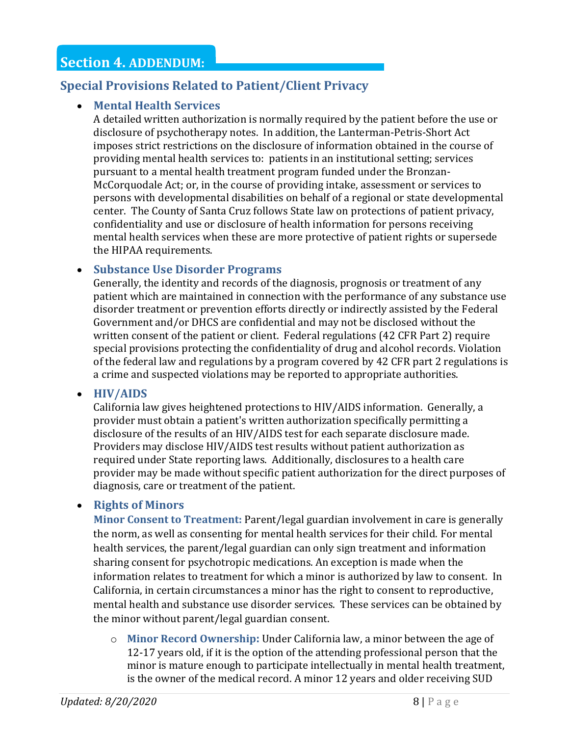# Section 4. ADDENDUM:

## Special Provisions Related to Patient/Client Privacy

- ### Mental Health Services
  A detailed written authorization is normally required by the patient before the use or disclosure of psychotherapy notes. In addition, the Lanterman-Petris-Short Act imposes strict restrictions on the disclosure of information obtained in the course of providing mental health services to: patients in an institutional setting; services pursuant to a mental health treatment program funded under the Bronzan-McCorquodale Act; or, in the course of providing intake, assessment or services to persons with developmental disabilities on behalf of a regional or state developmental center. The County of Santa Cruz follows State law on protections of patient privacy, confidentiality and use or disclosure of health information for persons receiving mental health services when these are more protective of patient rights or supersede the HIPAA requirements.

- ### Substance Use Disorder Programs
  Generally, the identity and records of the diagnosis, prognosis or treatment of any patient which are maintained in connection with the performance of any substance use disorder treatment or prevention efforts directly or indirectly assisted by the Federal Government and/or DHCS are confidential and may not be disclosed without the written consent of the patient or client. Federal regulations (42 CFR Part 2) require special provisions protecting the confidentiality of drug and alcohol records. Violation of the federal law and regulations by a program covered by 42 CFR part 2 regulations is a crime and suspected violations may be reported to appropriate authorities.

- ### HIV/AIDS
  California law gives heightened protections to HIV/AIDS information. Generally, a provider must obtain a patient's written authorization specifically permitting a disclosure of the results of an HIV/AIDS test for each separate disclosure made. Providers may disclose HIV/AIDS test results without patient authorization as required under State reporting laws. Additionally, disclosures to a health care provider may be made without specific patient authorization for the direct purposes of diagnosis, care or treatment of the patient.

- ### Rights of Minors
  **Minor Consent to Treatment:** Parent/legal guardian involvement in care is generally the norm, as well as consenting for mental health services for their child. For mental health services, the parent/legal guardian can only sign treatment and information sharing consent for psychotropic medications. An exception is made when the information relates to treatment for which a minor is authorized by law to consent. In California, in certain circumstances a minor has the right to consent to reproductive, mental health and substance use disorder services. These services can be obtained by the minor without parent/legal guardian consent.

  - **Minor Record Ownership:** Under California law, a minor between the age of 12-17 years old, if it is the option of the attending professional person that the minor is mature enough to participate intellectually in mental health treatment, is the owner of the medical record. A minor 12 years and older receiving SUD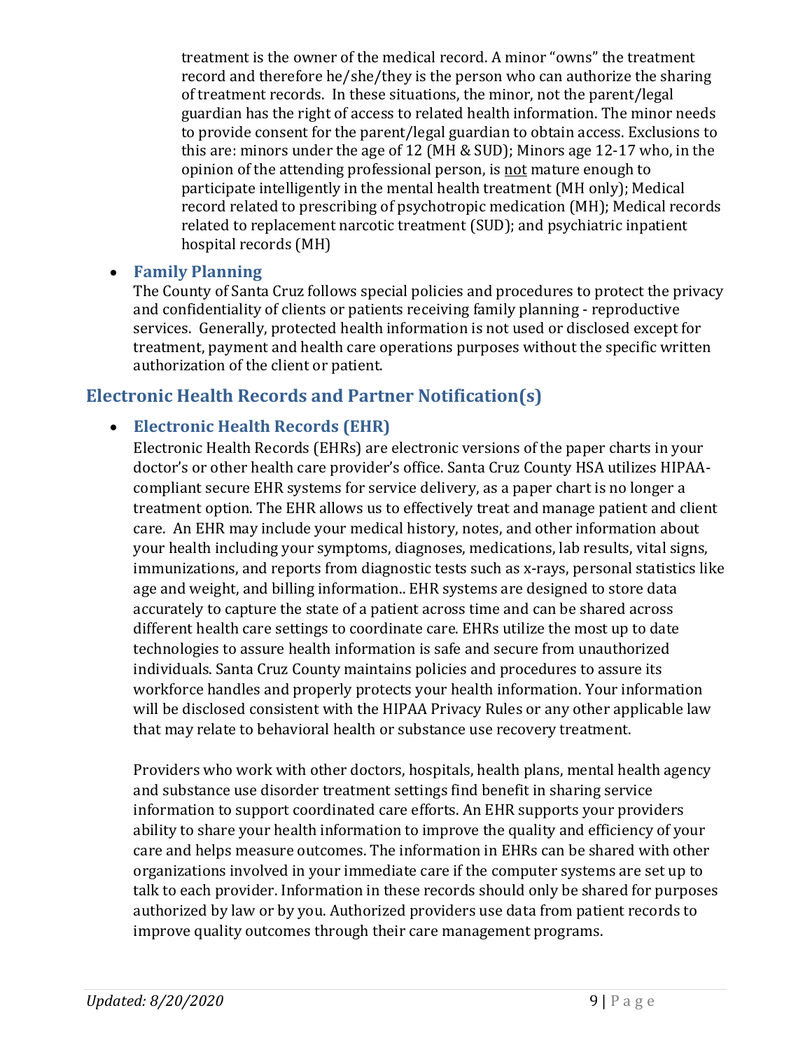treatment is the owner of the medical record. A minor "owns" the treatment record and therefore he/she/they is the person who can authorize the sharing of treatment records. In these situations, the minor, not the parent/legal guardian has the right of access to related health information. The minor needs to provide consent for the parent/legal guardian to obtain access. Exclusions to this are: minors under the age of 12 (MH & SUD); Minors age 12-17 who, in the opinion of the attending professional person, is <u>not</u> mature enough to participate intelligently in the mental health treatment (MH only); Medical record related to prescribing of psychotropic medication (MH); Medical records related to replacement narcotic treatment (SUD); and psychiatric inpatient hospital records (MH)

- **Family Planning**
  The County of Santa Cruz follows special policies and procedures to protect the privacy and confidentiality of clients or patients receiving family planning - reproductive services. Generally, protected health information is not used or disclosed except for treatment, payment and health care operations purposes without the specific written authorization of the client or patient.

## Electronic Health Records and Partner Notification(s)

- **Electronic Health Records (EHR)**
  Electronic Health Records (EHRs) are electronic versions of the paper charts in your doctor's or other health care provider's office. Santa Cruz County HSA utilizes HIPAA-compliant secure EHR systems for service delivery, as a paper chart is no longer a treatment option. The EHR allows us to effectively treat and manage patient and client care. An EHR may include your medical history, notes, and other information about your health including your symptoms, diagnoses, medications, lab results, vital signs, immunizations, and reports from diagnostic tests such as x-rays, personal statistics like age and weight, and billing information.. EHR systems are designed to store data accurately to capture the state of a patient across time and can be shared across different health care settings to coordinate care. EHRs utilize the most up to date technologies to assure health information is safe and secure from unauthorized individuals. Santa Cruz County maintains policies and procedures to assure its workforce handles and properly protects your health information. Your information will be disclosed consistent with the HIPAA Privacy Rules or any other applicable law that may relate to behavioral health or substance use recovery treatment.

  Providers who work with other doctors, hospitals, health plans, mental health agency and substance use disorder treatment settings find benefit in sharing service information to support coordinated care efforts. An EHR supports your providers ability to share your health information to improve the quality and efficiency of your care and helps measure outcomes. The information in EHRs can be shared with other organizations involved in your immediate care if the computer systems are set up to talk to each provider. Information in these records should only be shared for purposes authorized by law or by you. Authorized providers use data from patient records to improve quality outcomes through their care management programs.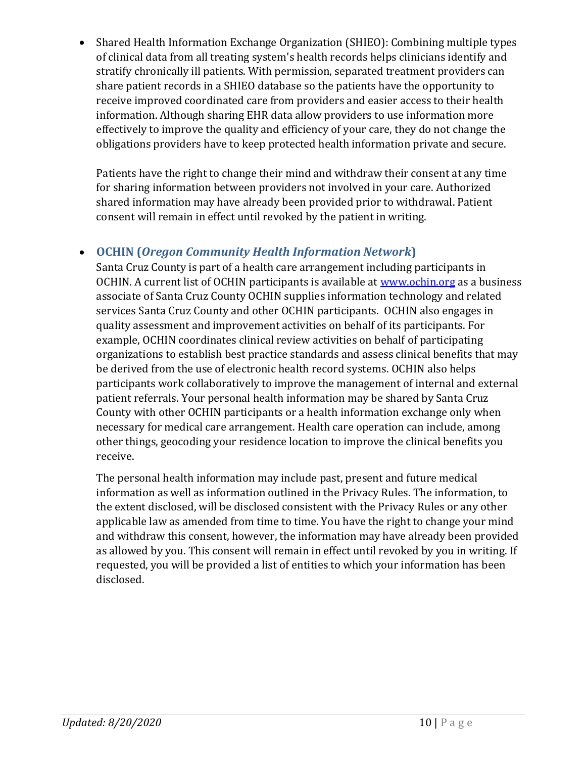- Shared Health Information Exchange Organization (SHIEO): Combining multiple types of clinical data from all treating system's health records helps clinicians identify and stratify chronically ill patients. With permission, separated treatment providers can share patient records in a SHIEO database so the patients have the opportunity to receive improved coordinated care from providers and easier access to their health information. Although sharing EHR data allow providers to use information more effectively to improve the quality and efficiency of your care, they do not change the obligations providers have to keep protected health information private and secure.

  Patients have the right to change their mind and withdraw their consent at any time for sharing information between providers not involved in your care. Authorized shared information may have already been provided prior to withdrawal. Patient consent will remain in effect until revoked by the patient in writing.

- **OCHIN (*Oregon Community Health Information Network*)**
  Santa Cruz County is part of a health care arrangement including participants in OCHIN. A current list of OCHIN participants is available at [www.ochin.org](http://www.ochin.org) as a business associate of Santa Cruz County OCHIN supplies information technology and related services Santa Cruz County and other OCHIN participants. OCHIN also engages in quality assessment and improvement activities on behalf of its participants. For example, OCHIN coordinates clinical review activities on behalf of participating organizations to establish best practice standards and assess clinical benefits that may be derived from the use of electronic health record systems. OCHIN also helps participants work collaboratively to improve the management of internal and external patient referrals. Your personal health information may be shared by Santa Cruz County with other OCHIN participants or a health information exchange only when necessary for medical care arrangement. Health care operation can include, among other things, geocoding your residence location to improve the clinical benefits you receive.

  The personal health information may include past, present and future medical information as well as information outlined in the Privacy Rules. The information, to the extent disclosed, will be disclosed consistent with the Privacy Rules or any other applicable law as amended from time to time. You have the right to change your mind and withdraw this consent, however, the information may have already been provided as allowed by you. This consent will remain in effect until revoked by you in writing. If requested, you will be provided a list of entities to which your information has been disclosed.